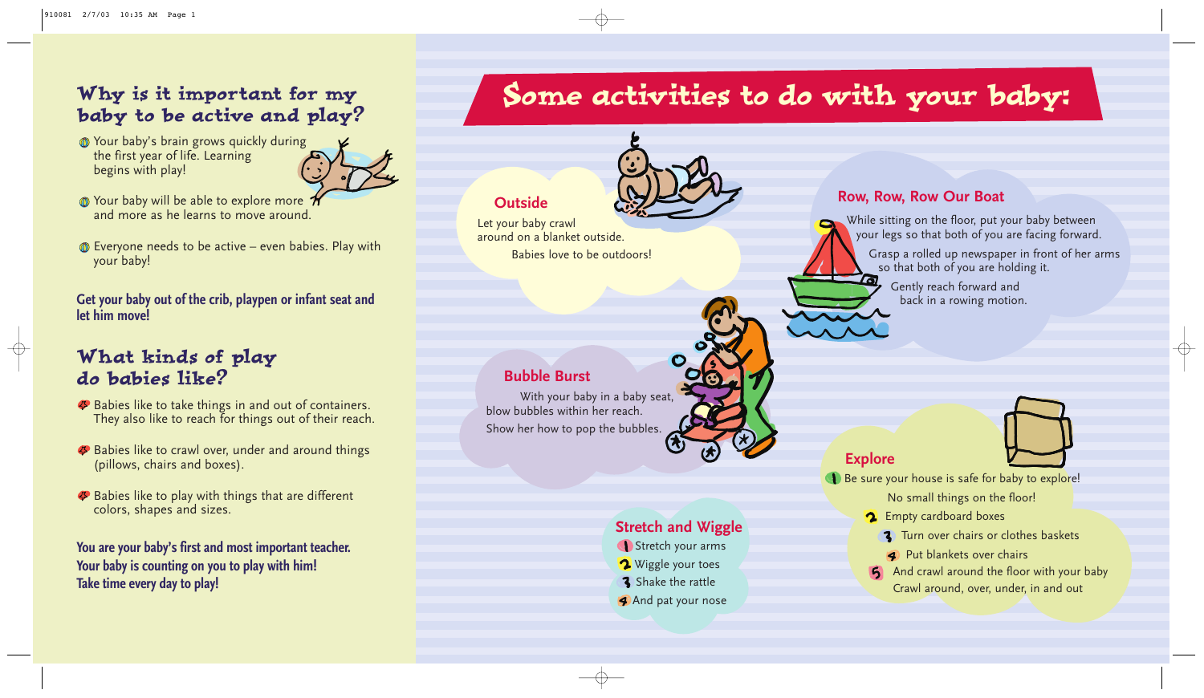## Why is it important for my baby to be active and play?

- Your baby's brain grows quickly during the first year of life. Learning begins with play!
- Your baby will be able to explore more and more as he learns to move around.
- Everyone needs to be active – even babies. Play with your baby!

**Get your baby out of the crib, playpen or infant seat and let him move!**

## What kinds of play do babies like?

- Babies like to take things in and out of containers. They also like to reach for things out of their reach.
- Babies like to crawl over, under and around things (pillows, chairs and boxes).
- Babies like to play with things that are different colors, shapes and sizes.

**You are your baby's first and most important teacher. Your baby is counting on you to play with him! Take time every day to play!**

# Some activities to do with your baby:

### Outside

Let your baby crawl around on a blanket outside.

Babies love to be outdoors!

### Row, Row, Row Our Boat

While sitting on the floor, put your baby between your legs so that both of you are facing forward.

Grasp a rolled up newspaper in front of her arms so that both of you are holding it.

Gently reach forward and back in a rowing motion.

### Bubble Burst

With your baby in a baby seat, blow bubbles within her reach.

Show her how to pop the bubbles.

### Explore

1. Be sure your house is safe for baby to explore!
   No small things on the floor!
2. Empty cardboard boxes
3. Turn over chairs or clothes baskets
4. Put blankets over chairs
5. And crawl around the floor with your baby
   Crawl around, over, under, in and out

### Stretch and Wiggle

1. Stretch your arms
2. Wiggle your toes
3. Shake the rattle
4. And pat your nose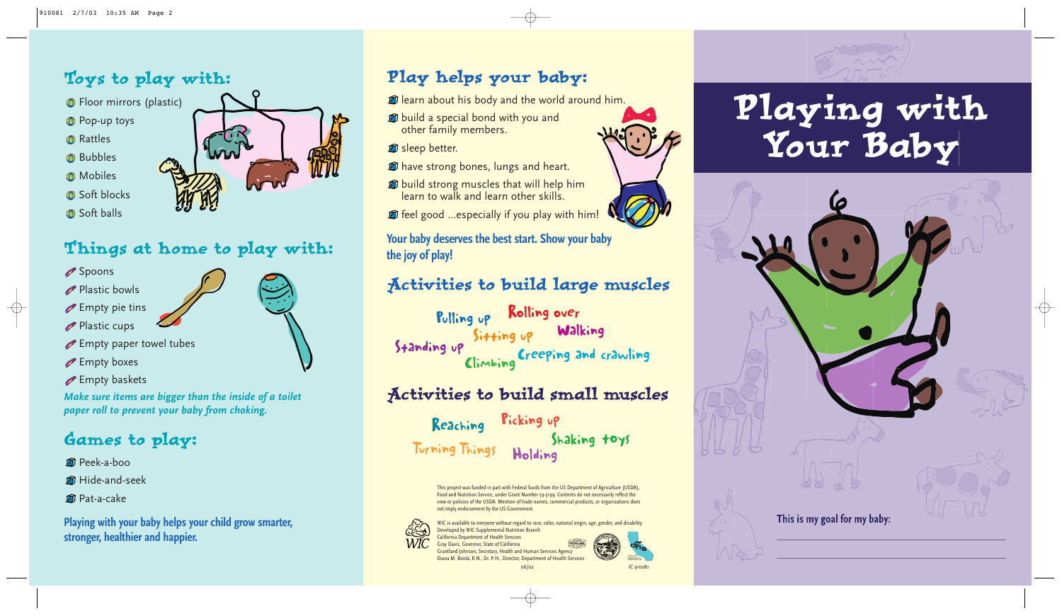## Toys to play with:

- Floor mirrors (plastic)
- Pop-up toys
- Rattles
- Bubbles
- Mobiles
- Soft blocks
- Soft balls

## Things at home to play with:

- Spoons
- Plastic bowls
- Empty pie tins
- Plastic cups
- Empty paper towel tubes
- Empty boxes
- Empty baskets

***Make sure items are bigger than the inside of a toilet paper roll to prevent your baby from choking.***

## Games to play:

- Peek-a-boo
- Hide-and-seek
- Pat-a-cake

**Playing with your baby helps your child grow smarter, stronger, healthier and happier.**

## Play helps your baby:

- learn about his body and the world around him.
- build a special bond with you and other family members.
- sleep better.
- have strong bones, lungs and heart.
- build strong muscles that will help him learn to walk and learn other skills.
- feel good ...especially if you play with him!

**Your baby deserves the best start. Show your baby the joy of play!**

## Activities to build large muscles

Pulling up
Rolling over
Sitting up
Walking
Standing up
Creeping and crawling
Climbing

## Activities to build small muscles

Reaching
Picking up
Shaking toys
Turning Things
Holding

This project was funded in part with Federal funds from the US Department of Agriculture (USDA), Food and Nutrition Service, under Grant Number 59-3199. Contents do not necessarily reflect the view or policies of the USDA. Mention of trade names, commercial products, or organizations does not imply endorsement by the US Government.

WIC is available to everyone without regard to race, color, national origin, age, gender, and disability
Developed by WIC Supplemental Nutrition Branch
California Department of Health Services
Gray Davis, Governor, State of California
Grantland Johnson, Secretary, Health and Human Services Agency
Diana M. Bontá, R.N., Dr. P.H., Director, Department of Health Services

06/02

IC 910081

# Playing with Your Baby

**This is my goal for my baby:**

\_\_\_\_\_\_\_\_\_\_\_\_\_\_\_\_\_\_\_\_\_\_\_\_\_\_\_\_\_\_\_\_\_\_\_\_\_\_\_\_

\_\_\_\_\_\_\_\_\_\_\_\_\_\_\_\_\_\_\_\_\_\_\_\_\_\_\_\_\_\_\_\_\_\_\_\_\_\_\_\_